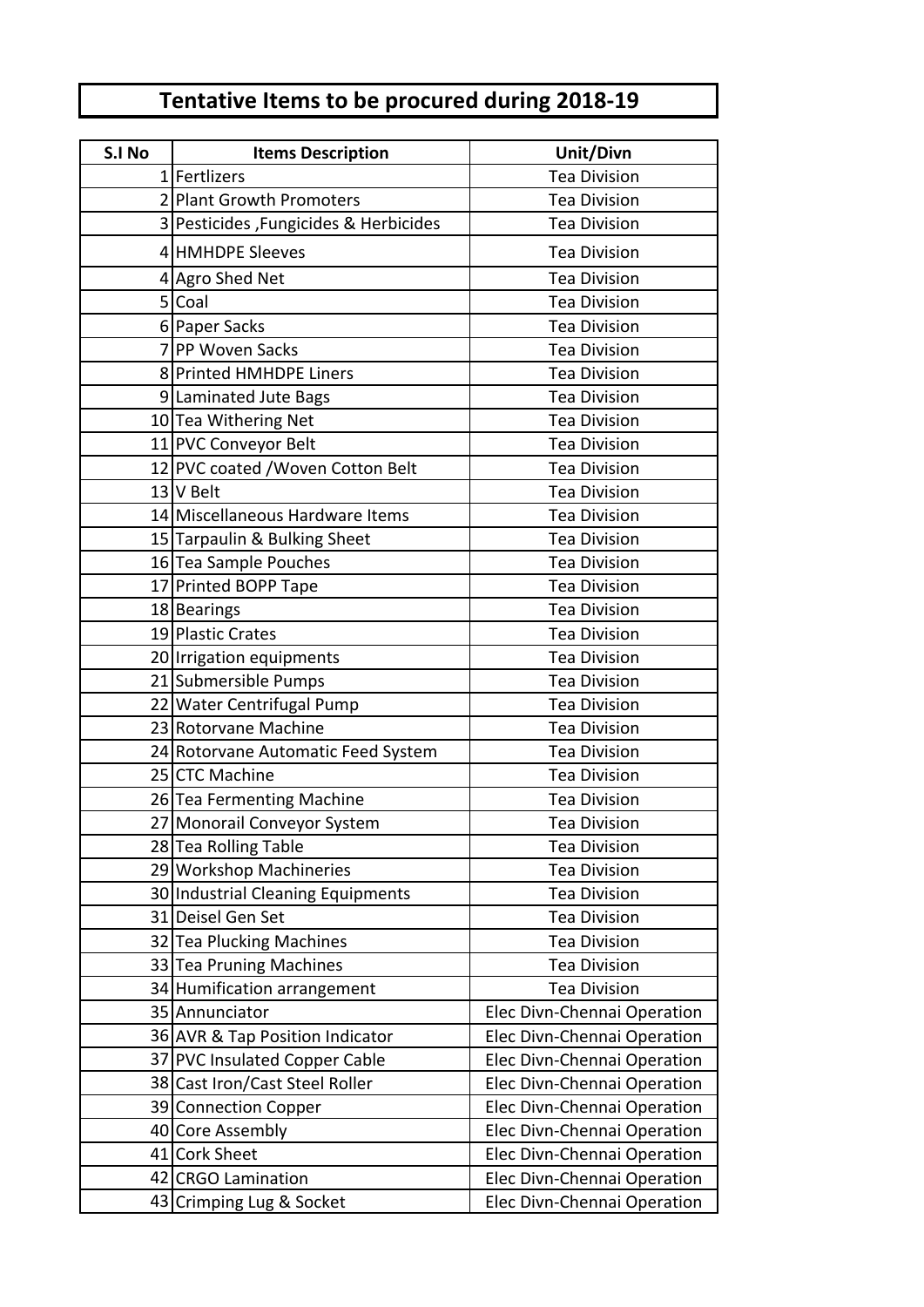# Tentative Items to be procured during 2018-19

| S.I No | Items Description | Unit/Divn |
|---|---|---|
| 1 | Fertlizers | Tea Division |
| 2 | Plant Growth Promoters | Tea Division |
| 3 | Pesticides ,Fungicides & Herbicides | Tea Division |
| 4 | HMHDPE Sleeves | Tea Division |
| 4 | Agro Shed Net | Tea Division |
| 5 | Coal | Tea Division |
| 6 | Paper Sacks | Tea Division |
| 7 | PP Woven Sacks | Tea Division |
| 8 | Printed HMHDPE Liners | Tea Division |
| 9 | Laminated Jute Bags | Tea Division |
| 10 | Tea Withering Net | Tea Division |
| 11 | PVC Conveyor Belt | Tea Division |
| 12 | PVC coated /Woven Cotton Belt | Tea Division |
| 13 | V Belt | Tea Division |
| 14 | Miscellaneous Hardware Items | Tea Division |
| 15 | Tarpaulin & Bulking Sheet | Tea Division |
| 16 | Tea Sample Pouches | Tea Division |
| 17 | Printed BOPP Tape | Tea Division |
| 18 | Bearings | Tea Division |
| 19 | Plastic Crates | Tea Division |
| 20 | Irrigation equipments | Tea Division |
| 21 | Submersible Pumps | Tea Division |
| 22 | Water Centrifugal Pump | Tea Division |
| 23 | Rotorvane Machine | Tea Division |
| 24 | Rotorvane Automatic Feed System | Tea Division |
| 25 | CTC Machine | Tea Division |
| 26 | Tea Fermenting Machine | Tea Division |
| 27 | Monorail Conveyor System | Tea Division |
| 28 | Tea Rolling Table | Tea Division |
| 29 | Workshop Machineries | Tea Division |
| 30 | Industrial Cleaning Equipments | Tea Division |
| 31 | Deisel Gen Set | Tea Division |
| 32 | Tea Plucking Machines | Tea Division |
| 33 | Tea Pruning Machines | Tea Division |
| 34 | Humification arrangement | Tea Division |
| 35 | Annunciator | Elec Divn-Chennai Operation |
| 36 | AVR & Tap Position Indicator | Elec Divn-Chennai Operation |
| 37 | PVC Insulated Copper Cable | Elec Divn-Chennai Operation |
| 38 | Cast Iron/Cast Steel Roller | Elec Divn-Chennai Operation |
| 39 | Connection Copper | Elec Divn-Chennai Operation |
| 40 | Core Assembly | Elec Divn-Chennai Operation |
| 41 | Cork Sheet | Elec Divn-Chennai Operation |
| 42 | CRGO Lamination | Elec Divn-Chennai Operation |
| 43 | Crimping Lug & Socket | Elec Divn-Chennai Operation |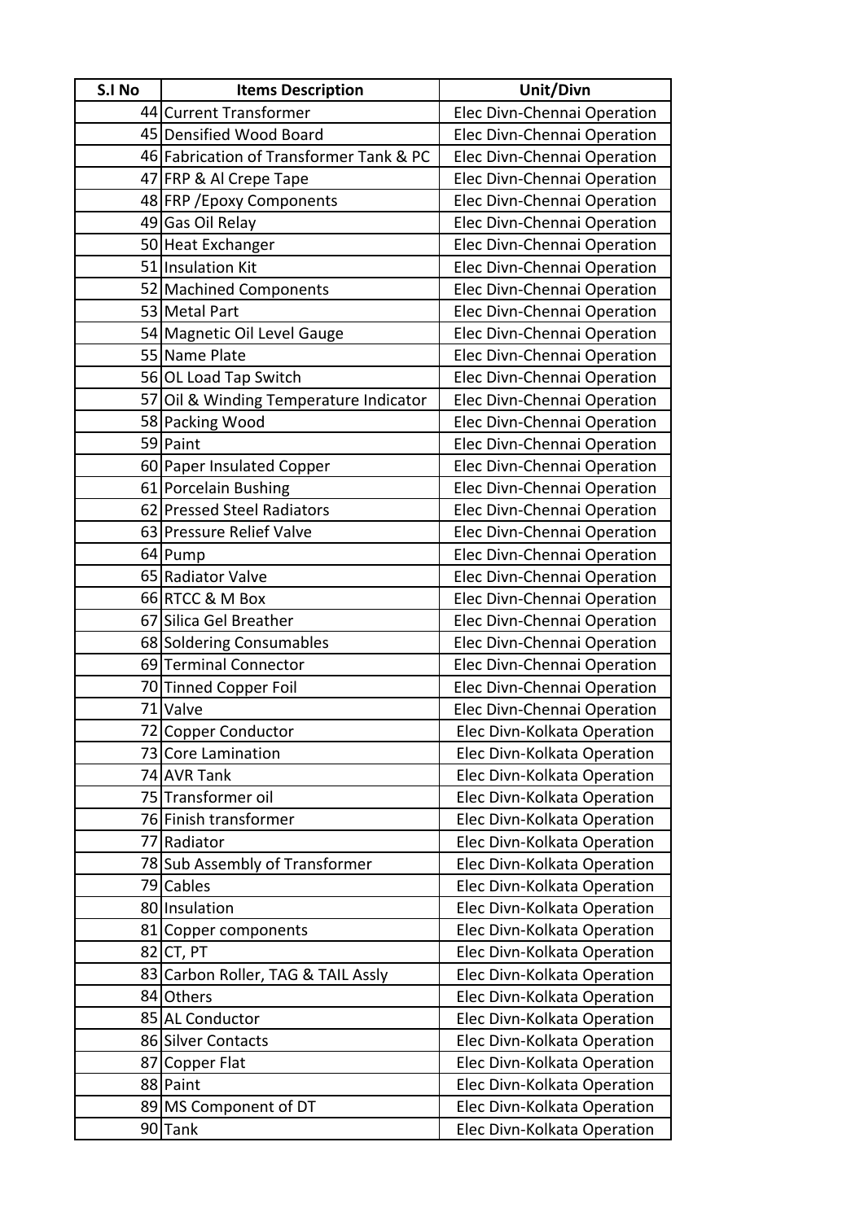| S.I No | Items Description | Unit/Divn |
|---|---|---|
| 44 | Current Transformer | Elec Divn-Chennai Operation |
| 45 | Densified Wood Board | Elec Divn-Chennai Operation |
| 46 | Fabrication of Transformer Tank & PC | Elec Divn-Chennai Operation |
| 47 | FRP & Al Crepe Tape | Elec Divn-Chennai Operation |
| 48 | FRP /Epoxy Components | Elec Divn-Chennai Operation |
| 49 | Gas Oil Relay | Elec Divn-Chennai Operation |
| 50 | Heat Exchanger | Elec Divn-Chennai Operation |
| 51 | Insulation Kit | Elec Divn-Chennai Operation |
| 52 | Machined Components | Elec Divn-Chennai Operation |
| 53 | Metal Part | Elec Divn-Chennai Operation |
| 54 | Magnetic Oil Level Gauge | Elec Divn-Chennai Operation |
| 55 | Name Plate | Elec Divn-Chennai Operation |
| 56 | OL Load Tap Switch | Elec Divn-Chennai Operation |
| 57 | Oil & Winding Temperature Indicator | Elec Divn-Chennai Operation |
| 58 | Packing Wood | Elec Divn-Chennai Operation |
| 59 | Paint | Elec Divn-Chennai Operation |
| 60 | Paper Insulated Copper | Elec Divn-Chennai Operation |
| 61 | Porcelain Bushing | Elec Divn-Chennai Operation |
| 62 | Pressed Steel Radiators | Elec Divn-Chennai Operation |
| 63 | Pressure Relief Valve | Elec Divn-Chennai Operation |
| 64 | Pump | Elec Divn-Chennai Operation |
| 65 | Radiator Valve | Elec Divn-Chennai Operation |
| 66 | RTCC & M Box | Elec Divn-Chennai Operation |
| 67 | Silica Gel Breather | Elec Divn-Chennai Operation |
| 68 | Soldering Consumables | Elec Divn-Chennai Operation |
| 69 | Terminal Connector | Elec Divn-Chennai Operation |
| 70 | Tinned Copper Foil | Elec Divn-Chennai Operation |
| 71 | Valve | Elec Divn-Chennai Operation |
| 72 | Copper Conductor | Elec Divn-Kolkata Operation |
| 73 | Core Lamination | Elec Divn-Kolkata Operation |
| 74 | AVR Tank | Elec Divn-Kolkata Operation |
| 75 | Transformer oil | Elec Divn-Kolkata Operation |
| 76 | Finish transformer | Elec Divn-Kolkata Operation |
| 77 | Radiator | Elec Divn-Kolkata Operation |
| 78 | Sub Assembly of Transformer | Elec Divn-Kolkata Operation |
| 79 | Cables | Elec Divn-Kolkata Operation |
| 80 | Insulation | Elec Divn-Kolkata Operation |
| 81 | Copper components | Elec Divn-Kolkata Operation |
| 82 | CT, PT | Elec Divn-Kolkata Operation |
| 83 | Carbon Roller, TAG & TAIL Assly | Elec Divn-Kolkata Operation |
| 84 | Others | Elec Divn-Kolkata Operation |
| 85 | AL Conductor | Elec Divn-Kolkata Operation |
| 86 | Silver Contacts | Elec Divn-Kolkata Operation |
| 87 | Copper Flat | Elec Divn-Kolkata Operation |
| 88 | Paint | Elec Divn-Kolkata Operation |
| 89 | MS Component of DT | Elec Divn-Kolkata Operation |
| 90 | Tank | Elec Divn-Kolkata Operation |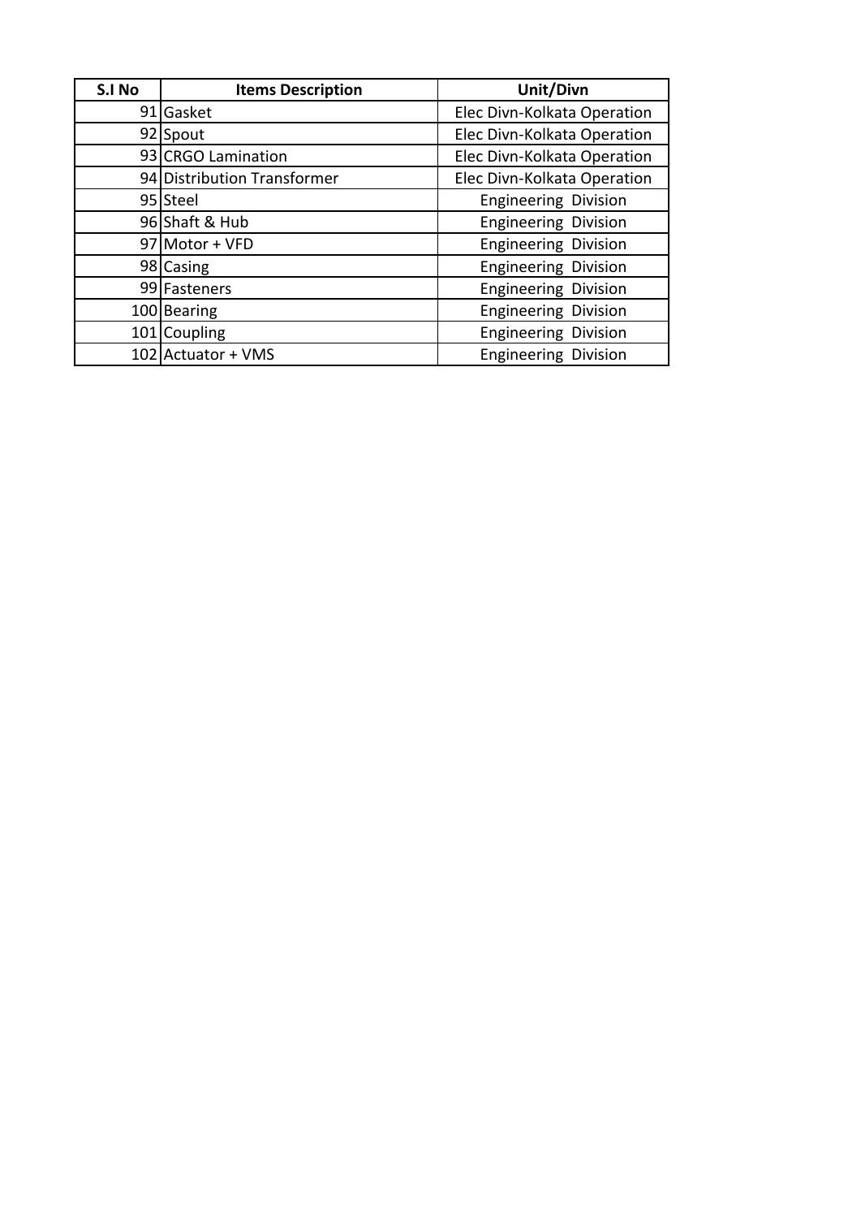| S.I No | Items Description | Unit/Divn |
|---|---|---|
| 91 | Gasket | Elec Divn-Kolkata Operation |
| 92 | Spout | Elec Divn-Kolkata Operation |
| 93 | CRGO Lamination | Elec Divn-Kolkata Operation |
| 94 | Distribution Transformer | Elec Divn-Kolkata Operation |
| 95 | Steel | Engineering Division |
| 96 | Shaft & Hub | Engineering Division |
| 97 | Motor + VFD | Engineering Division |
| 98 | Casing | Engineering Division |
| 99 | Fasteners | Engineering Division |
| 100 | Bearing | Engineering Division |
| 101 | Coupling | Engineering Division |
| 102 | Actuator + VMS | Engineering Division |